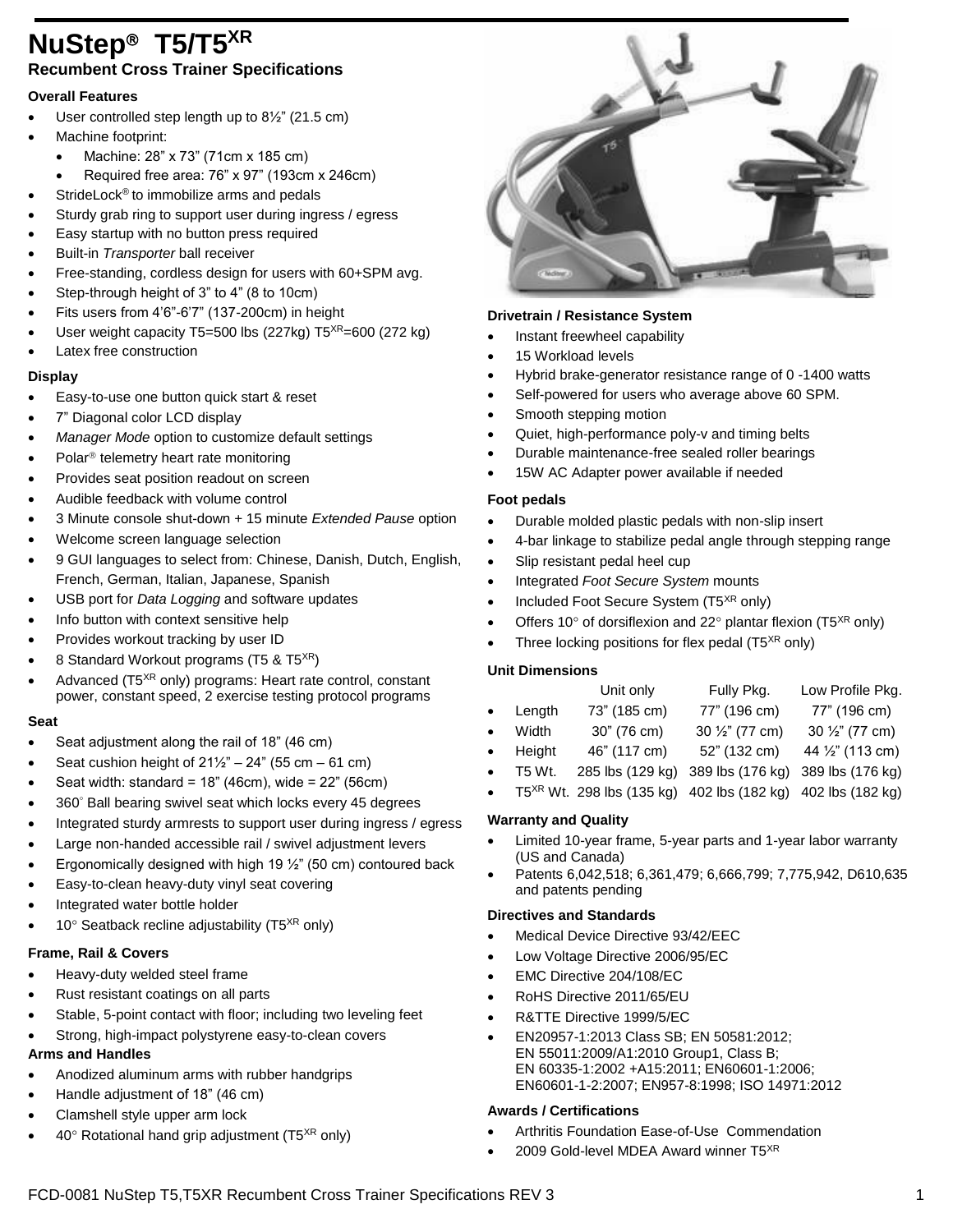# NuStep® T5/T5XR

## Recumbent Cross Trainer Specifications

### Overall Features

- User controlled step length up to 8½" (21.5 cm)
- Machine footprint:
  - Machine: 28" x 73" (71cm x 185 cm)
  - Required free area: 76" x 97" (193cm x 246cm)
- StrideLock® to immobilize arms and pedals
- Sturdy grab ring to support user during ingress / egress
- Easy startup with no button press required
- Built-in *Transporter* ball receiver
- Free-standing, cordless design for users with 60+SPM avg.
- Step-through height of 3" to 4" (8 to 10cm)
- Fits users from 4'6"-6'7" (137-200cm) in height
- User weight capacity T5=500 lbs (227kg) T5XR=600 (272 kg)
- Latex free construction

### Display

- Easy-to-use one button quick start & reset
- 7" Diagonal color LCD display
- *Manager Mode* option to customize default settings
- Polar® telemetry heart rate monitoring
- Provides seat position readout on screen
- Audible feedback with volume control
- 3 Minute console shut-down + 15 minute *Extended Pause* option
- Welcome screen language selection
- 9 GUI languages to select from: Chinese, Danish, Dutch, English, French, German, Italian, Japanese, Spanish
- USB port for *Data Logging* and software updates
- Info button with context sensitive help
- Provides workout tracking by user ID
- 8 Standard Workout programs (T5 & T5XR)
- Advanced (T5XR only) programs: Heart rate control, constant power, constant speed, 2 exercise testing protocol programs

### Seat

- Seat adjustment along the rail of 18" (46 cm)
- Seat cushion height of 21½" – 24" (55 cm – 61 cm)
- Seat width: standard = 18" (46cm), wide = 22" (56cm)
- 360° Ball bearing swivel seat which locks every 45 degrees
- Integrated sturdy armrests to support user during ingress / egress
- Large non-handed accessible rail / swivel adjustment levers
- Ergonomically designed with high 19 ½" (50 cm) contoured back
- Easy-to-clean heavy-duty vinyl seat covering
- Integrated water bottle holder
- 10° Seatback recline adjustability (T5XR only)

### Frame, Rail & Covers

- Heavy-duty welded steel frame
- Rust resistant coatings on all parts
- Stable, 5-point contact with floor; including two leveling feet
- Strong, high-impact polystyrene easy-to-clean covers

### Arms and Handles

- Anodized aluminum arms with rubber handgrips
- Handle adjustment of 18" (46 cm)
- Clamshell style upper arm lock
- 40° Rotational hand grip adjustment (T5XR only)

### Drivetrain / Resistance System

- Instant freewheel capability
- 15 Workload levels
- Hybrid brake-generator resistance range of 0 -1400 watts
- Self-powered for users who average above 60 SPM.
- Smooth stepping motion
- Quiet, high-performance poly-v and timing belts
- Durable maintenance-free sealed roller bearings
- 15W AC Adapter power available if needed

### Foot pedals

- Durable molded plastic pedals with non-slip insert
- 4-bar linkage to stabilize pedal angle through stepping range
- Slip resistant pedal heel cup
- Integrated *Foot Secure System* mounts
- Included Foot Secure System (T5XR only)
- Offers 10° of dorsiflexion and 22° plantar flexion (T5XR only)
- Three locking positions for flex pedal (T5XR only)

### Unit Dimensions

| | Unit only | Fully Pkg. | Low Profile Pkg. |
|---|---|---|---|
| Length | 73" (185 cm) | 77" (196 cm) | 77" (196 cm) |
| Width | 30" (76 cm) | 30 ½" (77 cm) | 30 ½" (77 cm) |
| Height | 46" (117 cm) | 52" (132 cm) | 44 ½" (113 cm) |
| T5 Wt. | 285 lbs (129 kg) | 389 lbs (176 kg) | 389 lbs (176 kg) |
| T5XR Wt. | 298 lbs (135 kg) | 402 lbs (182 kg) | 402 lbs (182 kg) |

### Warranty and Quality

- Limited 10-year frame, 5-year parts and 1-year labor warranty (US and Canada)
- Patents 6,042,518; 6,361,479; 6,666,799; 7,775,942, D610,635 and patents pending

### Directives and Standards

- Medical Device Directive 93/42/EEC
- Low Voltage Directive 2006/95/EC
- EMC Directive 204/108/EC
- RoHS Directive 2011/65/EU
- R&TTE Directive 1999/5/EC
- EN20957-1:2013 Class SB; EN 50581:2012; EN 55011:2009/A1:2010 Group1, Class B; EN 60335-1:2002 +A15:2011; EN60601-1:2006; EN60601-1-2:2007; EN957-8:1998; ISO 14971:2012

### Awards / Certifications

- Arthritis Foundation Ease-of-Use Commendation
- 2009 Gold-level MDEA Award winner T5XR

FCD-0081 NuStep T5,T5XR Recumbent Cross Trainer Specifications REV 3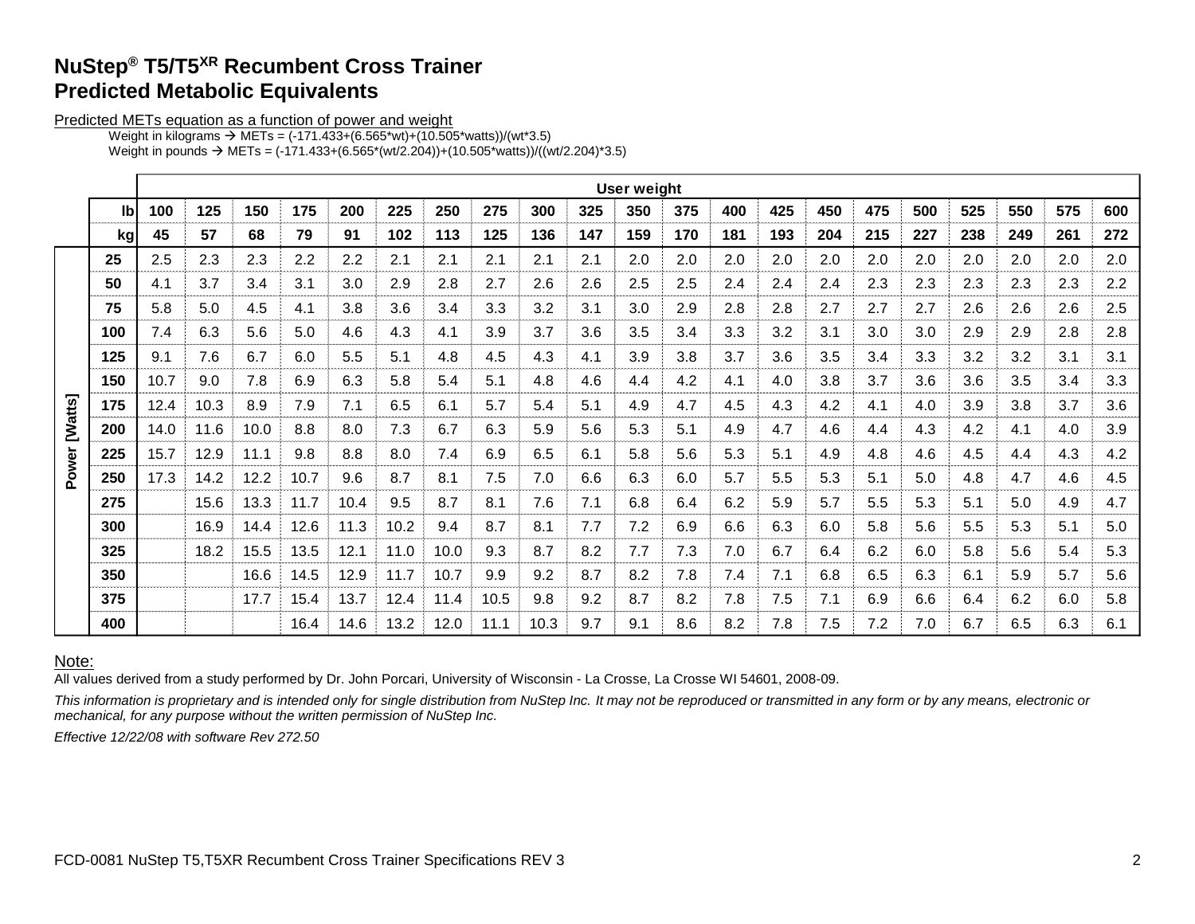# NuStep® T5/T5XR Recumbent Cross Trainer
# Predicted Metabolic Equivalents

Predicted METs equation as a function of power and weight

Weight in kilograms → METs = (-171.433+(6.565*wt)+(10.505*watts))/(wt*3.5)

Weight in pounds → METs = (-171.433+(6.565*(wt/2.204))+(10.505*watts))/((wt/2.204)*3.5)

| | | User weight | | | | | | | | | | | | | | | | | | | | |
|---|---|---|---|---|---|---|---|---|---|---|---|---|---|---|---|---|---|---|---|---|---|---|
| | **lb** | **100** | **125** | **150** | **175** | **200** | **225** | **250** | **275** | **300** | **325** | **350** | **375** | **400** | **425** | **450** | **475** | **500** | **525** | **550** | **575** | **600** |
| | **kg** | **45** | **57** | **68** | **79** | **91** | **102** | **113** | **125** | **136** | **147** | **159** | **170** | **181** | **193** | **204** | **215** | **227** | **238** | **249** | **261** | **272** |
| Power [Watts] | **25** | 2.5 | 2.3 | 2.3 | 2.2 | 2.2 | 2.1 | 2.1 | 2.1 | 2.1 | 2.1 | 2.0 | 2.0 | 2.0 | 2.0 | 2.0 | 2.0 | 2.0 | 2.0 | 2.0 | 2.0 | 2.0 |
| | **50** | 4.1 | 3.7 | 3.4 | 3.1 | 3.0 | 2.9 | 2.8 | 2.7 | 2.6 | 2.6 | 2.5 | 2.5 | 2.4 | 2.4 | 2.4 | 2.3 | 2.3 | 2.3 | 2.3 | 2.3 | 2.2 |
| | **75** | 5.8 | 5.0 | 4.5 | 4.1 | 3.8 | 3.6 | 3.4 | 3.3 | 3.2 | 3.1 | 3.0 | 2.9 | 2.8 | 2.8 | 2.7 | 2.7 | 2.7 | 2.6 | 2.6 | 2.6 | 2.5 |
| | **100** | 7.4 | 6.3 | 5.6 | 5.0 | 4.6 | 4.3 | 4.1 | 3.9 | 3.7 | 3.6 | 3.5 | 3.4 | 3.3 | 3.2 | 3.1 | 3.0 | 3.0 | 2.9 | 2.9 | 2.8 | 2.8 |
| | **125** | 9.1 | 7.6 | 6.7 | 6.0 | 5.5 | 5.1 | 4.8 | 4.5 | 4.3 | 4.1 | 3.9 | 3.8 | 3.7 | 3.6 | 3.5 | 3.4 | 3.3 | 3.2 | 3.2 | 3.1 | 3.1 |
| | **150** | 10.7 | 9.0 | 7.8 | 6.9 | 6.3 | 5.8 | 5.4 | 5.1 | 4.8 | 4.6 | 4.4 | 4.2 | 4.1 | 4.0 | 3.8 | 3.7 | 3.6 | 3.6 | 3.5 | 3.4 | 3.3 |
| | **175** | 12.4 | 10.3 | 8.9 | 7.9 | 7.1 | 6.5 | 6.1 | 5.7 | 5.4 | 5.1 | 4.9 | 4.7 | 4.5 | 4.3 | 4.2 | 4.1 | 4.0 | 3.9 | 3.8 | 3.7 | 3.6 |
| | **200** | 14.0 | 11.6 | 10.0 | 8.8 | 8.0 | 7.3 | 6.7 | 6.3 | 5.9 | 5.6 | 5.3 | 5.1 | 4.9 | 4.7 | 4.6 | 4.4 | 4.3 | 4.2 | 4.1 | 4.0 | 3.9 |
| | **225** | 15.7 | 12.9 | 11.1 | 9.8 | 8.8 | 8.0 | 7.4 | 6.9 | 6.5 | 6.1 | 5.8 | 5.6 | 5.3 | 5.1 | 4.9 | 4.8 | 4.6 | 4.5 | 4.4 | 4.3 | 4.2 |
| | **250** | 17.3 | 14.2 | 12.2 | 10.7 | 9.6 | 8.7 | 8.1 | 7.5 | 7.0 | 6.6 | 6.3 | 6.0 | 5.7 | 5.5 | 5.3 | 5.1 | 5.0 | 4.8 | 4.7 | 4.6 | 4.5 |
| | **275** | | 15.6 | 13.3 | 11.7 | 10.4 | 9.5 | 8.7 | 8.1 | 7.6 | 7.1 | 6.8 | 6.4 | 6.2 | 5.9 | 5.7 | 5.5 | 5.3 | 5.1 | 5.0 | 4.9 | 4.7 |
| | **300** | | 16.9 | 14.4 | 12.6 | 11.3 | 10.2 | 9.4 | 8.7 | 8.1 | 7.7 | 7.2 | 6.9 | 6.6 | 6.3 | 6.0 | 5.8 | 5.6 | 5.5 | 5.3 | 5.1 | 5.0 |
| | **325** | | 18.2 | 15.5 | 13.5 | 12.1 | 11.0 | 10.0 | 9.3 | 8.7 | 8.2 | 7.7 | 7.3 | 7.0 | 6.7 | 6.4 | 6.2 | 6.0 | 5.8 | 5.6 | 5.4 | 5.3 |
| | **350** | | | 16.6 | 14.5 | 12.9 | 11.7 | 10.7 | 9.9 | 9.2 | 8.7 | 8.2 | 7.8 | 7.4 | 7.1 | 6.8 | 6.5 | 6.3 | 6.1 | 5.9 | 5.7 | 5.6 |
| | **375** | | | 17.7 | 15.4 | 13.7 | 12.4 | 11.4 | 10.5 | 9.8 | 9.2 | 8.7 | 8.2 | 7.8 | 7.5 | 7.1 | 6.9 | 6.6 | 6.4 | 6.2 | 6.0 | 5.8 |
| | **400** | | | | 16.4 | 14.6 | 13.2 | 12.0 | 11.1 | 10.3 | 9.7 | 9.1 | 8.6 | 8.2 | 7.8 | 7.5 | 7.2 | 7.0 | 6.7 | 6.5 | 6.3 | 6.1 |

Note:

All values derived from a study performed by Dr. John Porcari, University of Wisconsin - La Crosse, La Crosse WI 54601, 2008-09.

*This information is proprietary and is intended only for single distribution from NuStep Inc. It may not be reproduced or transmitted in any form or by any means, electronic or mechanical, for any purpose without the written permission of NuStep Inc.*

*Effective 12/22/08 with software Rev 272.50*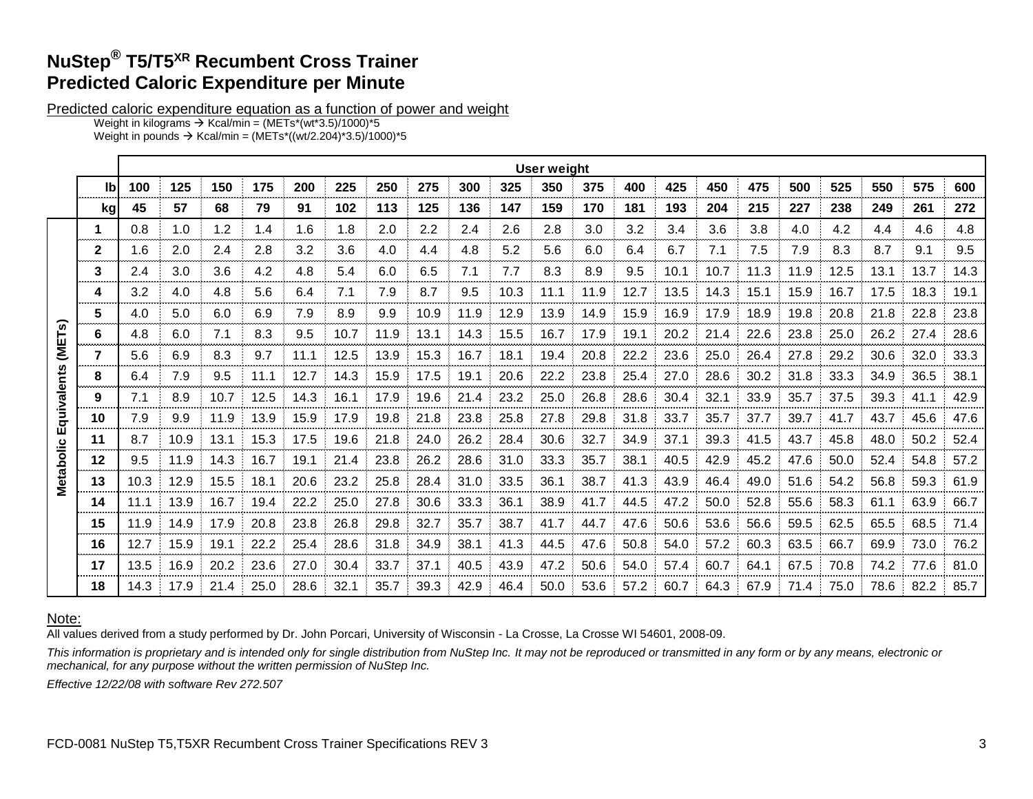# NuStep® T5/T5XR Recumbent Cross Trainer
# Predicted Caloric Expenditure per Minute

Predicted caloric expenditure equation as a function of power and weight

Weight in kilograms → Kcal/min = (METs*(wt*3.5)/1000)*5

Weight in pounds → Kcal/min = (METs*((wt/2.204)*3.5)/1000)*5

| | | User weight | | | | | | | | | | | | | | | | | | | | |
|---|---|---|---|---|---|---|---|---|---|---|---|---|---|---|---|---|---|---|---|---|---|---|
| | **lb** | **100** | **125** | **150** | **175** | **200** | **225** | **250** | **275** | **300** | **325** | **350** | **375** | **400** | **425** | **450** | **475** | **500** | **525** | **550** | **575** | **600** |
| | **kg** | **45** | **57** | **68** | **79** | **91** | **102** | **113** | **125** | **136** | **147** | **159** | **170** | **181** | **193** | **204** | **215** | **227** | **238** | **249** | **261** | **272** |
| **Metabolic Equivalents (METs)** | **1** | 0.8 | 1.0 | 1.2 | 1.4 | 1.6 | 1.8 | 2.0 | 2.2 | 2.4 | 2.6 | 2.8 | 3.0 | 3.2 | 3.4 | 3.6 | 3.8 | 4.0 | 4.2 | 4.4 | 4.6 | 4.8 |
| | **2** | 1.6 | 2.0 | 2.4 | 2.8 | 3.2 | 3.6 | 4.0 | 4.4 | 4.8 | 5.2 | 5.6 | 6.0 | 6.4 | 6.7 | 7.1 | 7.5 | 7.9 | 8.3 | 8.7 | 9.1 | 9.5 |
| | **3** | 2.4 | 3.0 | 3.6 | 4.2 | 4.8 | 5.4 | 6.0 | 6.5 | 7.1 | 7.7 | 8.3 | 8.9 | 9.5 | 10.1 | 10.7 | 11.3 | 11.9 | 12.5 | 13.1 | 13.7 | 14.3 |
| | **4** | 3.2 | 4.0 | 4.8 | 5.6 | 6.4 | 7.1 | 7.9 | 8.7 | 9.5 | 10.3 | 11.1 | 11.9 | 12.7 | 13.5 | 14.3 | 15.1 | 15.9 | 16.7 | 17.5 | 18.3 | 19.1 |
| | **5** | 4.0 | 5.0 | 6.0 | 6.9 | 7.9 | 8.9 | 9.9 | 10.9 | 11.9 | 12.9 | 13.9 | 14.9 | 15.9 | 16.9 | 17.9 | 18.9 | 19.8 | 20.8 | 21.8 | 22.8 | 23.8 |
| | **6** | 4.8 | 6.0 | 7.1 | 8.3 | 9.5 | 10.7 | 11.9 | 13.1 | 14.3 | 15.5 | 16.7 | 17.9 | 19.1 | 20.2 | 21.4 | 22.6 | 23.8 | 25.0 | 26.2 | 27.4 | 28.6 |
| | **7** | 5.6 | 6.9 | 8.3 | 9.7 | 11.1 | 12.5 | 13.9 | 15.3 | 16.7 | 18.1 | 19.4 | 20.8 | 22.2 | 23.6 | 25.0 | 26.4 | 27.8 | 29.2 | 30.6 | 32.0 | 33.3 |
| | **8** | 6.4 | 7.9 | 9.5 | 11.1 | 12.7 | 14.3 | 15.9 | 17.5 | 19.1 | 20.6 | 22.2 | 23.8 | 25.4 | 27.0 | 28.6 | 30.2 | 31.8 | 33.3 | 34.9 | 36.5 | 38.1 |
| | **9** | 7.1 | 8.9 | 10.7 | 12.5 | 14.3 | 16.1 | 17.9 | 19.6 | 21.4 | 23.2 | 25.0 | 26.8 | 28.6 | 30.4 | 32.1 | 33.9 | 35.7 | 37.5 | 39.3 | 41.1 | 42.9 |
| | **10** | 7.9 | 9.9 | 11.9 | 13.9 | 15.9 | 17.9 | 19.8 | 21.8 | 23.8 | 25.8 | 27.8 | 29.8 | 31.8 | 33.7 | 35.7 | 37.7 | 39.7 | 41.7 | 43.7 | 45.6 | 47.6 |
| | **11** | 8.7 | 10.9 | 13.1 | 15.3 | 17.5 | 19.6 | 21.8 | 24.0 | 26.2 | 28.4 | 30.6 | 32.7 | 34.9 | 37.1 | 39.3 | 41.5 | 43.7 | 45.8 | 48.0 | 50.2 | 52.4 |
| | **12** | 9.5 | 11.9 | 14.3 | 16.7 | 19.1 | 21.4 | 23.8 | 26.2 | 28.6 | 31.0 | 33.3 | 35.7 | 38.1 | 40.5 | 42.9 | 45.2 | 47.6 | 50.0 | 52.4 | 54.8 | 57.2 |
| | **13** | 10.3 | 12.9 | 15.5 | 18.1 | 20.6 | 23.2 | 25.8 | 28.4 | 31.0 | 33.5 | 36.1 | 38.7 | 41.3 | 43.9 | 46.4 | 49.0 | 51.6 | 54.2 | 56.8 | 59.3 | 61.9 |
| | **14** | 11.1 | 13.9 | 16.7 | 19.4 | 22.2 | 25.0 | 27.8 | 30.6 | 33.3 | 36.1 | 38.9 | 41.7 | 44.5 | 47.2 | 50.0 | 52.8 | 55.6 | 58.3 | 61.1 | 63.9 | 66.7 |
| | **15** | 11.9 | 14.9 | 17.9 | 20.8 | 23.8 | 26.8 | 29.8 | 32.7 | 35.7 | 38.7 | 41.7 | 44.7 | 47.6 | 50.6 | 53.6 | 56.6 | 59.5 | 62.5 | 65.5 | 68.5 | 71.4 |
| | **16** | 12.7 | 15.9 | 19.1 | 22.2 | 25.4 | 28.6 | 31.8 | 34.9 | 38.1 | 41.3 | 44.5 | 47.6 | 50.8 | 54.0 | 57.2 | 60.3 | 63.5 | 66.7 | 69.9 | 73.0 | 76.2 |
| | **17** | 13.5 | 16.9 | 20.2 | 23.6 | 27.0 | 30.4 | 33.7 | 37.1 | 40.5 | 43.9 | 47.2 | 50.6 | 54.0 | 57.4 | 60.7 | 64.1 | 67.5 | 70.8 | 74.2 | 77.6 | 81.0 |
| | **18** | 14.3 | 17.9 | 21.4 | 25.0 | 28.6 | 32.1 | 35.7 | 39.3 | 42.9 | 46.4 | 50.0 | 53.6 | 57.2 | 60.7 | 64.3 | 67.9 | 71.4 | 75.0 | 78.6 | 82.2 | 85.7 |

Note:

All values derived from a study performed by Dr. John Porcari, University of Wisconsin - La Crosse, La Crosse WI 54601, 2008-09.

*This information is proprietary and is intended only for single distribution from NuStep Inc. It may not be reproduced or transmitted in any form or by any means, electronic or mechanical, for any purpose without the written permission of NuStep Inc.*

*Effective 12/22/08 with software Rev 272.507*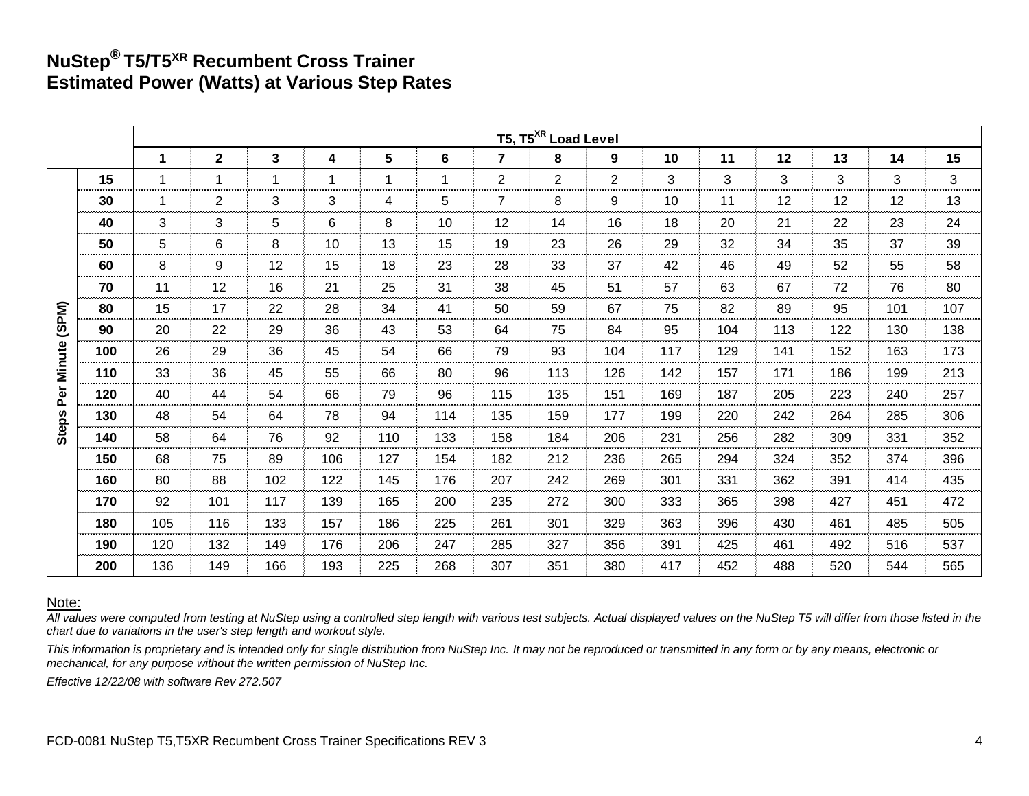# NuStep® T5/T5XR Recumbent Cross Trainer
# Estimated Power (Watts) at Various Step Rates

| | | T5, T5XR Load Level | | | | | | | | | | | | | | |
|---|---|---|---|---|---|---|---|---|---|---|---|---|---|---|---|---|
| | | **1** | **2** | **3** | **4** | **5** | **6** | **7** | **8** | **9** | **10** | **11** | **12** | **13** | **14** | **15** |
| **Steps Per Minute (SPM)** | **15** | 1 | 1 | 1 | 1 | 1 | 1 | 2 | 2 | 2 | 3 | 3 | 3 | 3 | 3 | 3 |
| | **30** | 1 | 2 | 3 | 3 | 4 | 5 | 7 | 8 | 9 | 10 | 11 | 12 | 12 | 12 | 13 |
| | **40** | 3 | 3 | 5 | 6 | 8 | 10 | 12 | 14 | 16 | 18 | 20 | 21 | 22 | 23 | 24 |
| | **50** | 5 | 6 | 8 | 10 | 13 | 15 | 19 | 23 | 26 | 29 | 32 | 34 | 35 | 37 | 39 |
| | **60** | 8 | 9 | 12 | 15 | 18 | 23 | 28 | 33 | 37 | 42 | 46 | 49 | 52 | 55 | 58 |
| | **70** | 11 | 12 | 16 | 21 | 25 | 31 | 38 | 45 | 51 | 57 | 63 | 67 | 72 | 76 | 80 |
| | **80** | 15 | 17 | 22 | 28 | 34 | 41 | 50 | 59 | 67 | 75 | 82 | 89 | 95 | 101 | 107 |
| | **90** | 20 | 22 | 29 | 36 | 43 | 53 | 64 | 75 | 84 | 95 | 104 | 113 | 122 | 130 | 138 |
| | **100** | 26 | 29 | 36 | 45 | 54 | 66 | 79 | 93 | 104 | 117 | 129 | 141 | 152 | 163 | 173 |
| | **110** | 33 | 36 | 45 | 55 | 66 | 80 | 96 | 113 | 126 | 142 | 157 | 171 | 186 | 199 | 213 |
| | **120** | 40 | 44 | 54 | 66 | 79 | 96 | 115 | 135 | 151 | 169 | 187 | 205 | 223 | 240 | 257 |
| | **130** | 48 | 54 | 64 | 78 | 94 | 114 | 135 | 159 | 177 | 199 | 220 | 242 | 264 | 285 | 306 |
| | **140** | 58 | 64 | 76 | 92 | 110 | 133 | 158 | 184 | 206 | 231 | 256 | 282 | 309 | 331 | 352 |
| | **150** | 68 | 75 | 89 | 106 | 127 | 154 | 182 | 212 | 236 | 265 | 294 | 324 | 352 | 374 | 396 |
| | **160** | 80 | 88 | 102 | 122 | 145 | 176 | 207 | 242 | 269 | 301 | 331 | 362 | 391 | 414 | 435 |
| | **170** | 92 | 101 | 117 | 139 | 165 | 200 | 235 | 272 | 300 | 333 | 365 | 398 | 427 | 451 | 472 |
| | **180** | 105 | 116 | 133 | 157 | 186 | 225 | 261 | 301 | 329 | 363 | 396 | 430 | 461 | 485 | 505 |
| | **190** | 120 | 132 | 149 | 176 | 206 | 247 | 285 | 327 | 356 | 391 | 425 | 461 | 492 | 516 | 537 |
| | **200** | 136 | 149 | 166 | 193 | 225 | 268 | 307 | 351 | 380 | 417 | 452 | 488 | 520 | 544 | 565 |

Note:

*All values were computed from testing at NuStep using a controlled step length with various test subjects. Actual displayed values on the NuStep T5 will differ from those listed in the chart due to variations in the user's step length and workout style.*

*This information is proprietary and is intended only for single distribution from NuStep Inc. It may not be reproduced or transmitted in any form or by any means, electronic or mechanical, for any purpose without the written permission of NuStep Inc.*

*Effective 12/22/08 with software Rev 272.507*